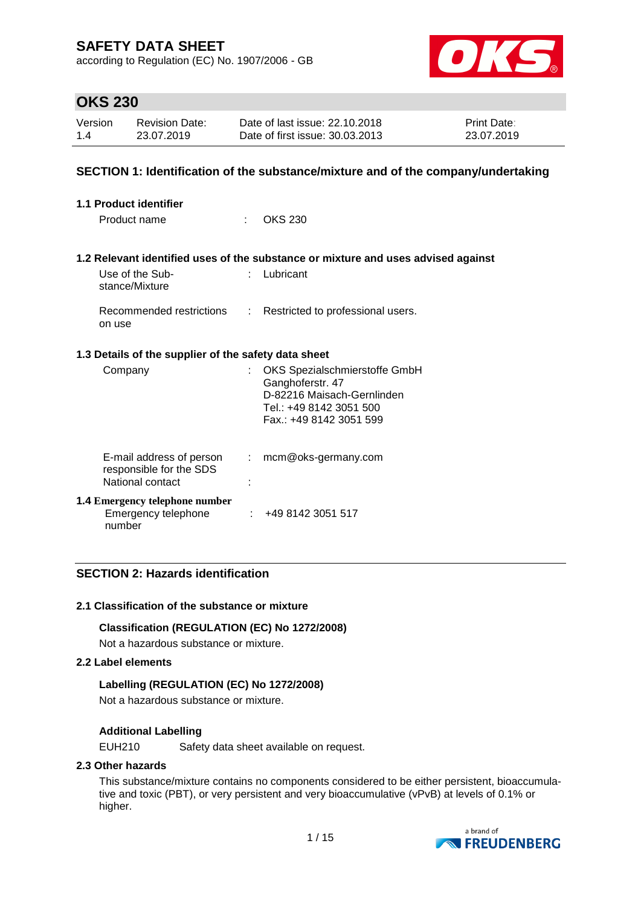# SAFETY DATA SHEET

according to Regulation (EC) No. 1907/2006 - GB

## OKS 230

| Version | Revision Date: | Date of last issue: 22.10.2018 | Print Date: |
|---|---|---|---|
| 1.4 | 23.07.2019 | Date of first issue: 30.03.2013 | 23.07.2019 |

## SECTION 1: Identification of the substance/mixture and of the company/undertaking

### 1.1 Product identifier

Product name : OKS 230

### 1.2 Relevant identified uses of the substance or mixture and uses advised against

Use of the Substance/Mixture : Lubricant

Recommended restrictions on use : Restricted to professional users.

### 1.3 Details of the supplier of the safety data sheet

Company : OKS Spezialschmierstoffe GmbH
Ganghoferstr. 47
D-82216 Maisach-Gernlinden
Tel.: +49 8142 3051 500
Fax.: +49 8142 3051 599

E-mail address of person responsible for the SDS : mcm@oks-germany.com

National contact :

### 1.4 Emergency telephone number

Emergency telephone number : +49 8142 3051 517

## SECTION 2: Hazards identification

### 2.1 Classification of the substance or mixture

**Classification (REGULATION (EC) No 1272/2008)**

Not a hazardous substance or mixture.

### 2.2 Label elements

**Labelling (REGULATION (EC) No 1272/2008)**

Not a hazardous substance or mixture.

**Additional Labelling**

EUH210 Safety data sheet available on request.

### 2.3 Other hazards

This substance/mixture contains no components considered to be either persistent, bioaccumulative and toxic (PBT), or very persistent and very bioaccumulative (vPvB) at levels of 0.1% or higher.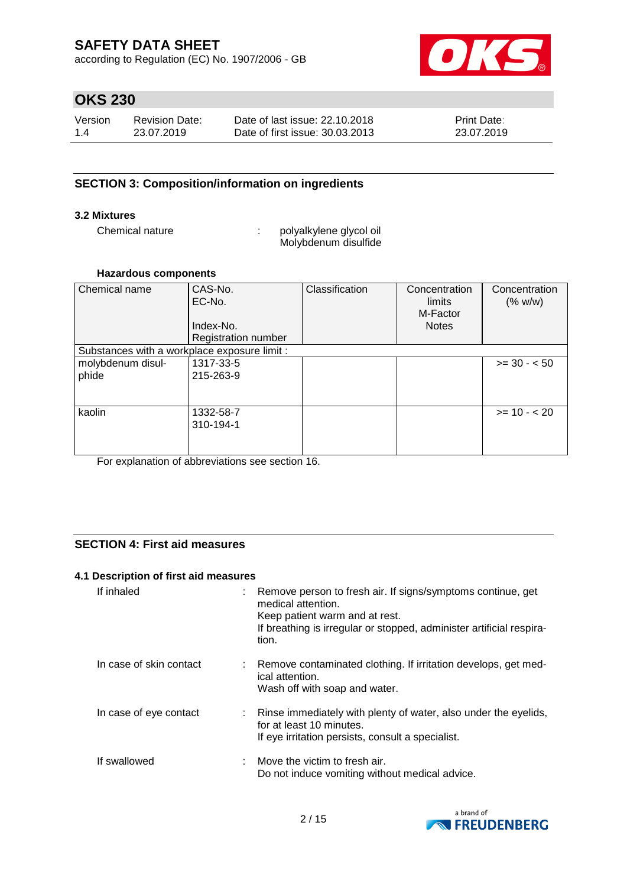## SECTION 3: Composition/information on ingredients

### 3.2 Mixtures

Chemical nature : polyalkylene glycol oil
Molybdenum disulfide

**Hazardous components**

| Chemical name | CAS-No.<br>EC-No.<br><br>Index-No.<br>Registration number | Classification | Concentration limits<br>M-Factor<br>Notes | Concentration (% w/w) |
|---|---|---|---|---|
| Substances with a workplace exposure limit : | | | | |
| molybdenum disulphide | 1317-33-5<br>215-263-9 | | | >= 30 - < 50 |
| kaolin | 1332-58-7<br>310-194-1 | | | >= 10 - < 20 |

For explanation of abbreviations see section 16.

## SECTION 4: First aid measures

### 4.1 Description of first aid measures

If inhaled : Remove person to fresh air. If signs/symptoms continue, get medical attention.
Keep patient warm and at rest.
If breathing is irregular or stopped, administer artificial respiration.

In case of skin contact : Remove contaminated clothing. If irritation develops, get medical attention.
Wash off with soap and water.

In case of eye contact : Rinse immediately with plenty of water, also under the eyelids, for at least 10 minutes.
If eye irritation persists, consult a specialist.

If swallowed : Move the victim to fresh air.
Do not induce vomiting without medical advice.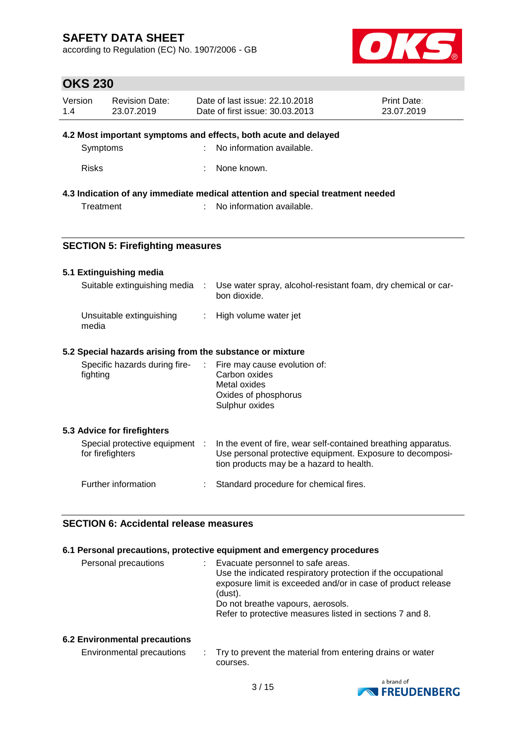#### 4.2 Most important symptoms and effects, both acute and delayed

| | |
|---|---|
| Symptoms | No information available. |
| Risks | None known. |

#### 4.3 Indication of any immediate medical attention and special treatment needed

| | |
|---|---|
| Treatment | No information available. |

## SECTION 5: Firefighting measures

#### 5.1 Extinguishing media

| | |
|---|---|
| Suitable extinguishing media | Use water spray, alcohol-resistant foam, dry chemical or carbon dioxide. |
| Unsuitable extinguishing media | High volume water jet |

#### 5.2 Special hazards arising from the substance or mixture

| | |
|---|---|
| Specific hazards during firefighting | Fire may cause evolution of:<br>Carbon oxides<br>Metal oxides<br>Oxides of phosphorus<br>Sulphur oxides |

#### 5.3 Advice for firefighters

| | |
|---|---|
| Special protective equipment for firefighters | In the event of fire, wear self-contained breathing apparatus. Use personal protective equipment. Exposure to decomposition products may be a hazard to health. |
| Further information | Standard procedure for chemical fires. |

## SECTION 6: Accidental release measures

#### 6.1 Personal precautions, protective equipment and emergency procedures

| | |
|---|---|
| Personal precautions | Evacuate personnel to safe areas.<br>Use the indicated respiratory protection if the occupational exposure limit is exceeded and/or in case of product release (dust).<br>Do not breathe vapours, aerosols.<br>Refer to protective measures listed in sections 7 and 8. |

#### 6.2 Environmental precautions

| | |
|---|---|
| Environmental precautions | Try to prevent the material from entering drains or water courses. |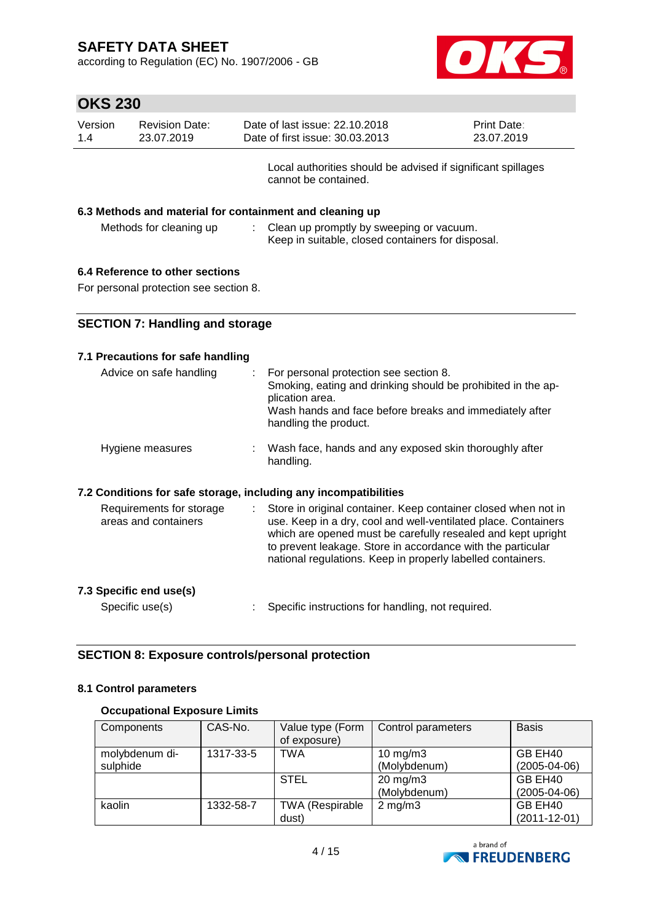Local authorities should be advised if significant spillages cannot be contained.

### 6.3 Methods and material for containment and cleaning up

Methods for cleaning up : Clean up promptly by sweeping or vacuum. Keep in suitable, closed containers for disposal.

### 6.4 Reference to other sections

For personal protection see section 8.

## SECTION 7: Handling and storage

### 7.1 Precautions for safe handling

Advice on safe handling : For personal protection see section 8. Smoking, eating and drinking should be prohibited in the application area. Wash hands and face before breaks and immediately after handling the product.

Hygiene measures : Wash face, hands and any exposed skin thoroughly after handling.

### 7.2 Conditions for safe storage, including any incompatibilities

Requirements for storage areas and containers : Store in original container. Keep container closed when not in use. Keep in a dry, cool and well-ventilated place. Containers which are opened must be carefully resealed and kept upright to prevent leakage. Store in accordance with the particular national regulations. Keep in properly labelled containers.

### 7.3 Specific end use(s)

Specific use(s) : Specific instructions for handling, not required.

## SECTION 8: Exposure controls/personal protection

### 8.1 Control parameters

**Occupational Exposure Limits**

| Components | CAS-No. | Value type (Form of exposure) | Control parameters | Basis |
|---|---|---|---|---|
| molybdenum disulphide | 1317-33-5 | TWA | 10 mg/m3 (Molybdenum) | GB EH40 (2005-04-06) |
| | | STEL | 20 mg/m3 (Molybdenum) | GB EH40 (2005-04-06) |
| kaolin | 1332-58-7 | TWA (Respirable dust) | 2 mg/m3 | GB EH40 (2011-12-01) |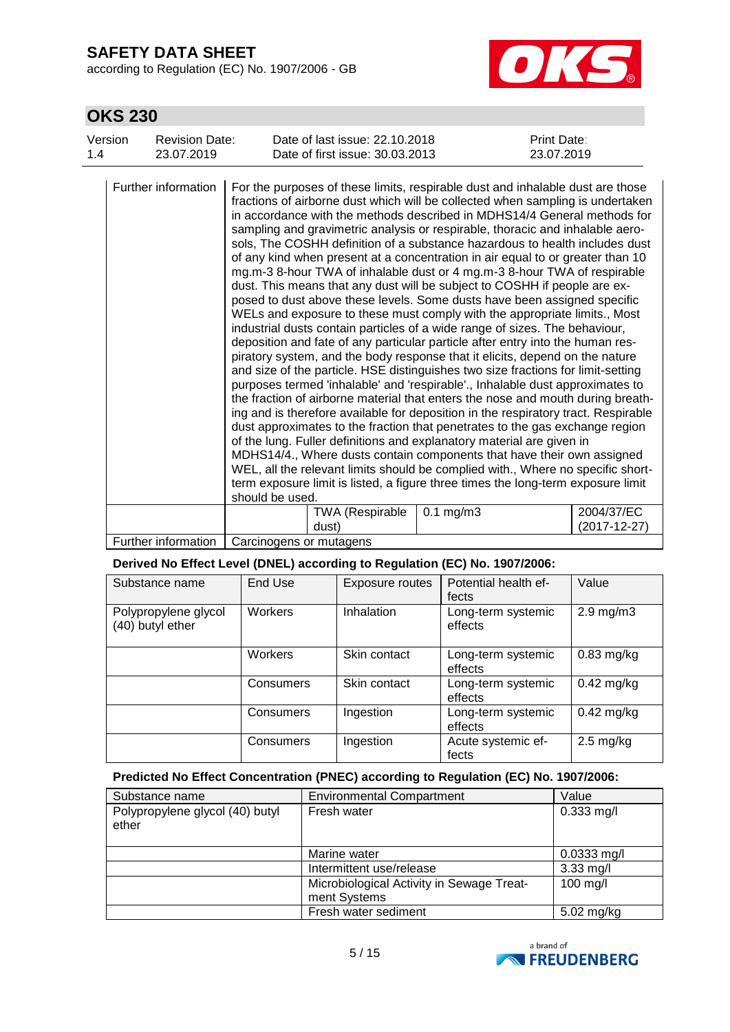| | | | | |
|---|---|---|---|---|
| Further information | For the purposes of these limits, respirable dust and inhalable dust are those fractions of airborne dust which will be collected when sampling is undertaken in accordance with the methods described in MDHS14/4 General methods for sampling and gravimetric analysis or respirable, thoracic and inhalable aerosols, The COSHH definition of a substance hazardous to health includes dust of any kind when present at a concentration in air equal to or greater than 10 mg.m-3 8-hour TWA of inhalable dust or 4 mg.m-3 8-hour TWA of respirable dust. This means that any dust will be subject to COSHH if people are exposed to dust above these levels. Some dusts have been assigned specific WELs and exposure to these must comply with the appropriate limits., Most industrial dusts contain particles of a wide range of sizes. The behaviour, deposition and fate of any particular particle after entry into the human respiratory system, and the body response that it elicits, depend on the nature and size of the particle. HSE distinguishes two size fractions for limit-setting purposes termed 'inhalable' and 'respirable'., Inhalable dust approximates to the fraction of airborne material that enters the nose and mouth during breathing and is therefore available for deposition in the respiratory tract. Respirable dust approximates to the fraction that penetrates to the gas exchange region of the lung. Fuller definitions and explanatory material are given in MDHS14/4., Where dusts contain components that have their own assigned WEL, all the relevant limits should be complied with., Where no specific short-term exposure limit is listed, a figure three times the long-term exposure limit should be used. | | | |
| | | TWA (Respirable dust) | 0.1 mg/m3 | 2004/37/EC (2017-12-27) |
| Further information | Carcinogens or mutagens | | | |

**Derived No Effect Level (DNEL) according to Regulation (EC) No. 1907/2006:**

| Substance name | End Use | Exposure routes | Potential health effects | Value |
|---|---|---|---|---|
| Polypropylene glycol (40) butyl ether | Workers | Inhalation | Long-term systemic effects | 2.9 mg/m3 |
| | Workers | Skin contact | Long-term systemic effects | 0.83 mg/kg |
| | Consumers | Skin contact | Long-term systemic effects | 0.42 mg/kg |
| | Consumers | Ingestion | Long-term systemic effects | 0.42 mg/kg |
| | Consumers | Ingestion | Acute systemic effects | 2.5 mg/kg |

**Predicted No Effect Concentration (PNEC) according to Regulation (EC) No. 1907/2006:**

| Substance name | Environmental Compartment | Value |
|---|---|---|
| Polypropylene glycol (40) butyl ether | Fresh water | 0.333 mg/l |
| | Marine water | 0.0333 mg/l |
| | Intermittent use/release | 3.33 mg/l |
| | Microbiological Activity in Sewage Treatment Systems | 100 mg/l |
| | Fresh water sediment | 5.02 mg/kg |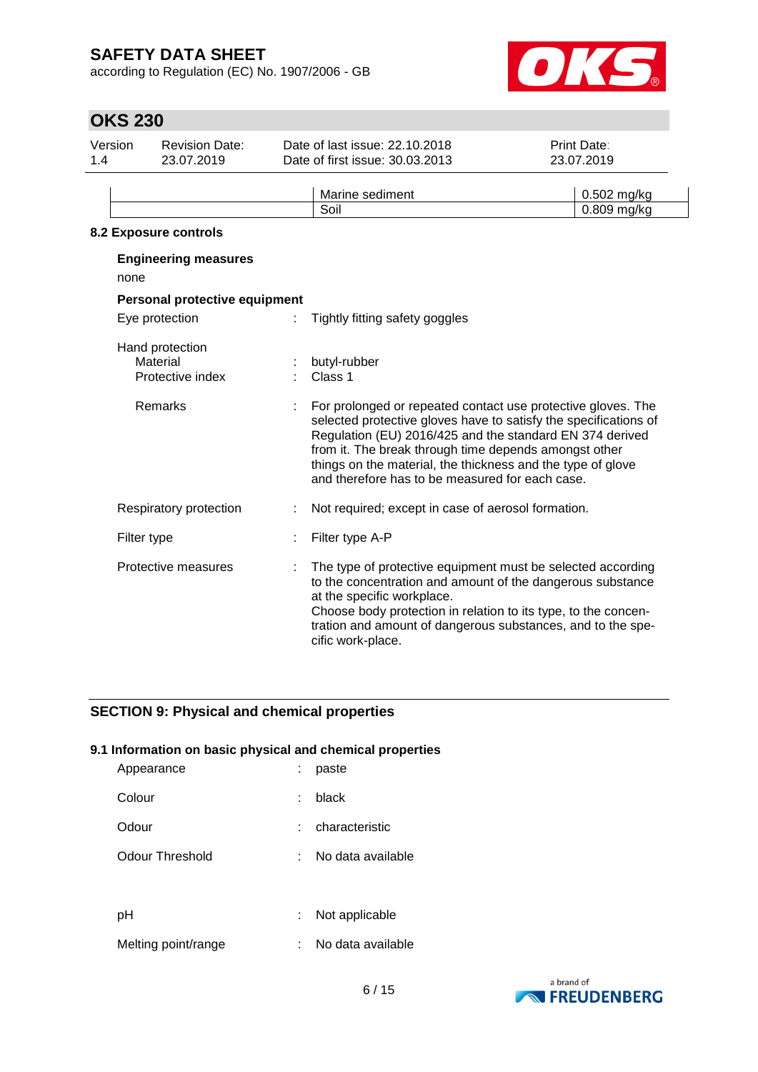| | Marine sediment | 0.502 mg/kg |
|---|---|---|
| | Soil | 0.809 mg/kg |

**8.2 Exposure controls**

**Engineering measures**

none

**Personal protective equipment**

Eye protection : Tightly fitting safety goggles

Hand protection

Material : butyl-rubber

Protective index : Class 1

Remarks : For prolonged or repeated contact use protective gloves. The selected protective gloves have to satisfy the specifications of Regulation (EU) 2016/425 and the standard EN 374 derived from it. The break through time depends amongst other things on the material, the thickness and the type of glove and therefore has to be measured for each case.

Respiratory protection : Not required; except in case of aerosol formation.

Filter type : Filter type A-P

Protective measures : The type of protective equipment must be selected according to the concentration and amount of the dangerous substance at the specific workplace.
Choose body protection in relation to its type, to the concentration and amount of dangerous substances, and to the specific work-place.

## SECTION 9: Physical and chemical properties

**9.1 Information on basic physical and chemical properties**

Appearance : paste

Colour : black

Odour : characteristic

Odour Threshold : No data available

pH : Not applicable

Melting point/range : No data available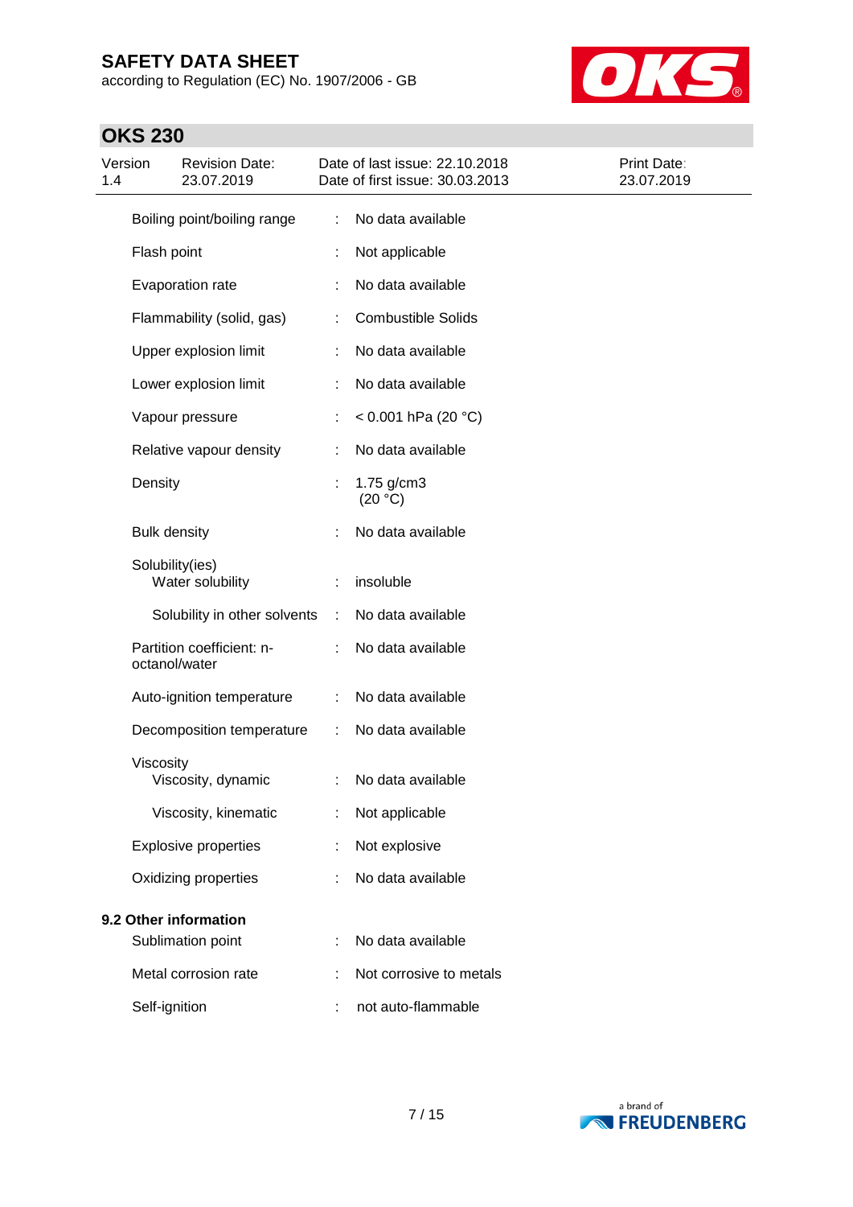| | | |
|---|---|---|
| Boiling point/boiling range | : | No data available |
| Flash point | : | Not applicable |
| Evaporation rate | : | No data available |
| Flammability (solid, gas) | : | Combustible Solids |
| Upper explosion limit | : | No data available |
| Lower explosion limit | : | No data available |
| Vapour pressure | : | < 0.001 hPa (20 °C) |
| Relative vapour density | : | No data available |
| Density | : | 1.75 g/cm3 (20 °C) |
| Bulk density | : | No data available |
| Solubility(ies) Water solubility | : | insoluble |
| Solubility in other solvents | : | No data available |
| Partition coefficient: n-octanol/water | : | No data available |
| Auto-ignition temperature | : | No data available |
| Decomposition temperature | : | No data available |
| Viscosity Viscosity, dynamic | : | No data available |
| Viscosity, kinematic | : | Not applicable |
| Explosive properties | : | Not explosive |
| Oxidizing properties | : | No data available |

**9.2 Other information**

| | | |
|---|---|---|
| Sublimation point | : | No data available |
| Metal corrosion rate | : | Not corrosive to metals |
| Self-ignition | : | not auto-flammable |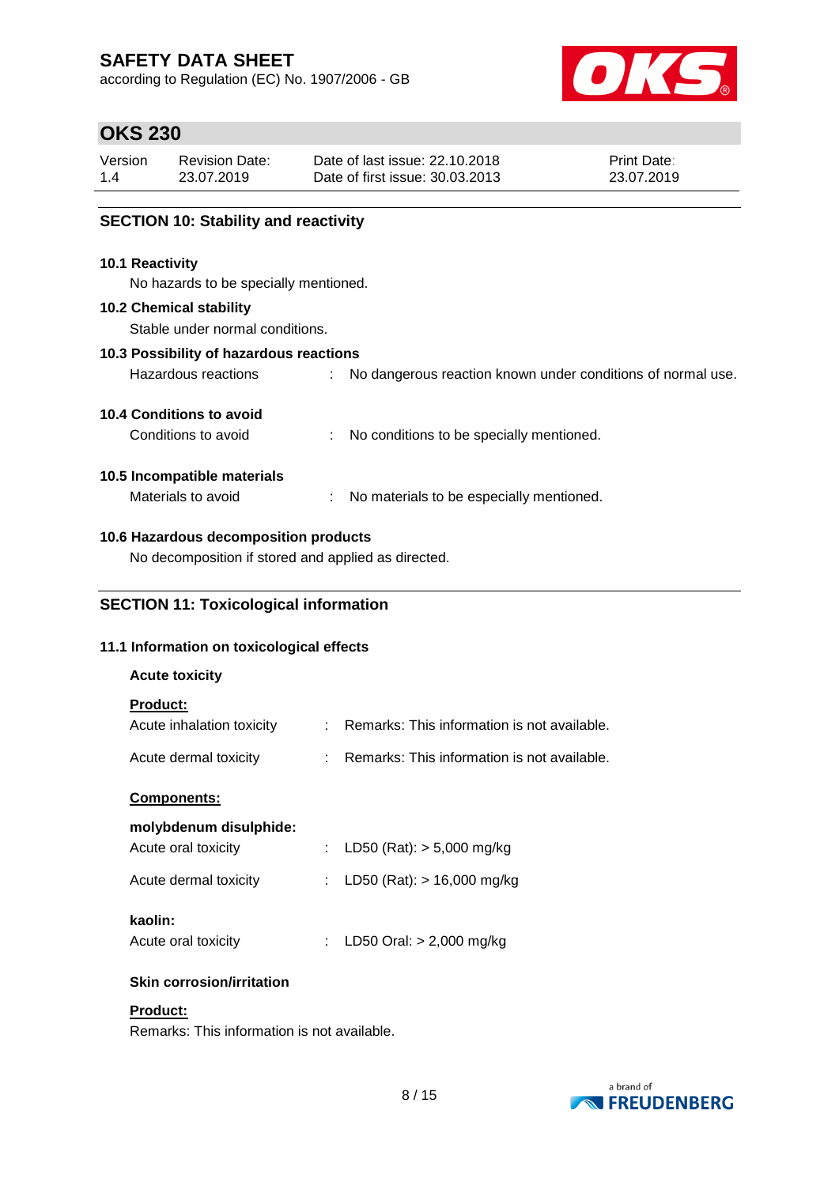## SECTION 10: Stability and reactivity

### 10.1 Reactivity

No hazards to be specially mentioned.

### 10.2 Chemical stability

Stable under normal conditions.

### 10.3 Possibility of hazardous reactions

Hazardous reactions : No dangerous reaction known under conditions of normal use.

### 10.4 Conditions to avoid

Conditions to avoid : No conditions to be specially mentioned.

### 10.5 Incompatible materials

Materials to avoid : No materials to be especially mentioned.

### 10.6 Hazardous decomposition products

No decomposition if stored and applied as directed.

## SECTION 11: Toxicological information

### 11.1 Information on toxicological effects

**Acute toxicity**

**Product:**

Acute inhalation toxicity : Remarks: This information is not available.

Acute dermal toxicity : Remarks: This information is not available.

**Components:**

**molybdenum disulphide:**

Acute oral toxicity : LD50 (Rat): > 5,000 mg/kg

Acute dermal toxicity : LD50 (Rat): > 16,000 mg/kg

**kaolin:**

Acute oral toxicity : LD50 Oral: > 2,000 mg/kg

**Skin corrosion/irritation**

**Product:**

Remarks: This information is not available.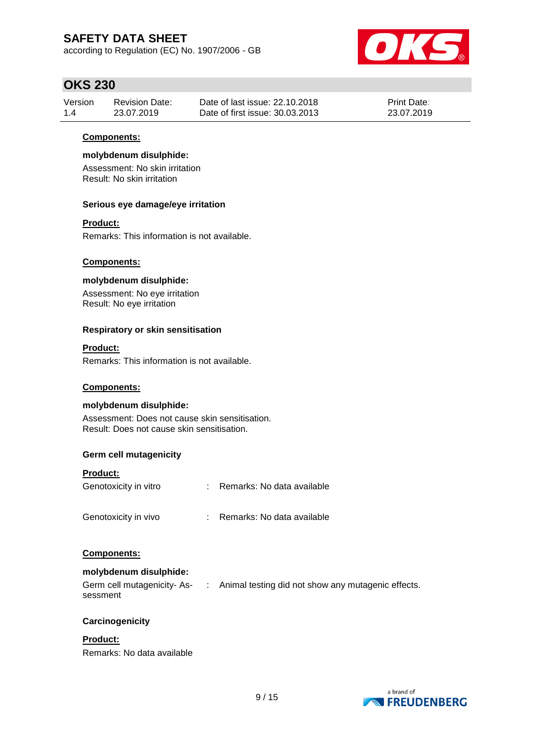**Components:**

**molybdenum disulphide:**

Assessment: No skin irritation
Result: No skin irritation

**Serious eye damage/eye irritation**

**Product:**

Remarks: This information is not available.

**Components:**

**molybdenum disulphide:**

Assessment: No eye irritation
Result: No eye irritation

**Respiratory or skin sensitisation**

**Product:**

Remarks: This information is not available.

**Components:**

**molybdenum disulphide:**

Assessment: Does not cause skin sensitisation.
Result: Does not cause skin sensitisation.

**Germ cell mutagenicity**

**Product:**

Genotoxicity in vitro : Remarks: No data available

Genotoxicity in vivo : Remarks: No data available

**Components:**

**molybdenum disulphide:**

Germ cell mutagenicity- Assessment : Animal testing did not show any mutagenic effects.

**Carcinogenicity**

**Product:**

Remarks: No data available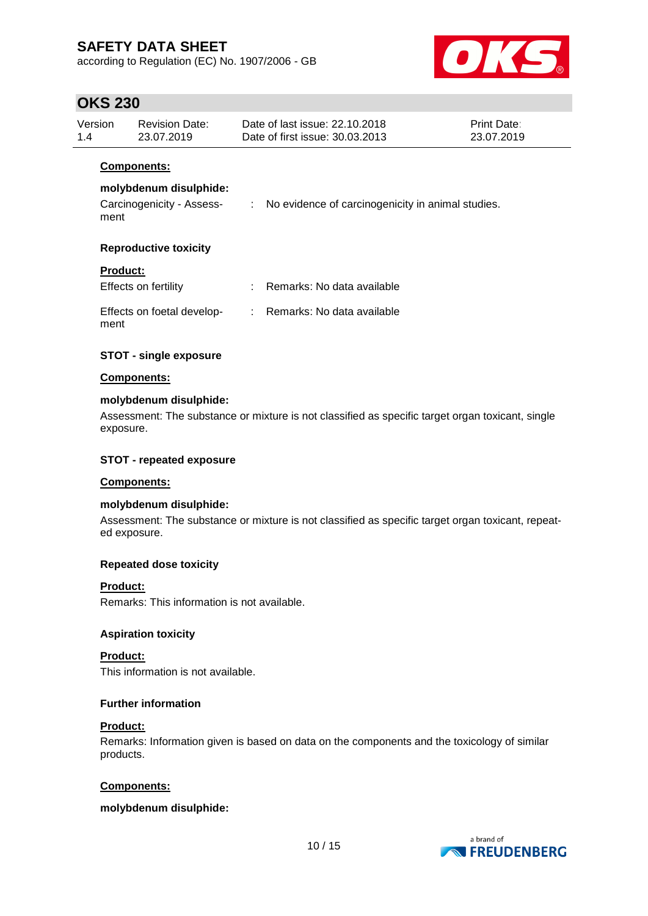**Components:**

**molybdenum disulphide:**

Carcinogenicity - Assessment : No evidence of carcinogenicity in animal studies.

**Reproductive toxicity**

**Product:**

Effects on fertility : Remarks: No data available

Effects on foetal development : Remarks: No data available

**STOT - single exposure**

**Components:**

**molybdenum disulphide:**

Assessment: The substance or mixture is not classified as specific target organ toxicant, single exposure.

**STOT - repeated exposure**

**Components:**

**molybdenum disulphide:**

Assessment: The substance or mixture is not classified as specific target organ toxicant, repeated exposure.

**Repeated dose toxicity**

**Product:**

Remarks: This information is not available.

**Aspiration toxicity**

**Product:**

This information is not available.

**Further information**

**Product:**

Remarks: Information given is based on data on the components and the toxicology of similar products.

**Components:**

**molybdenum disulphide:**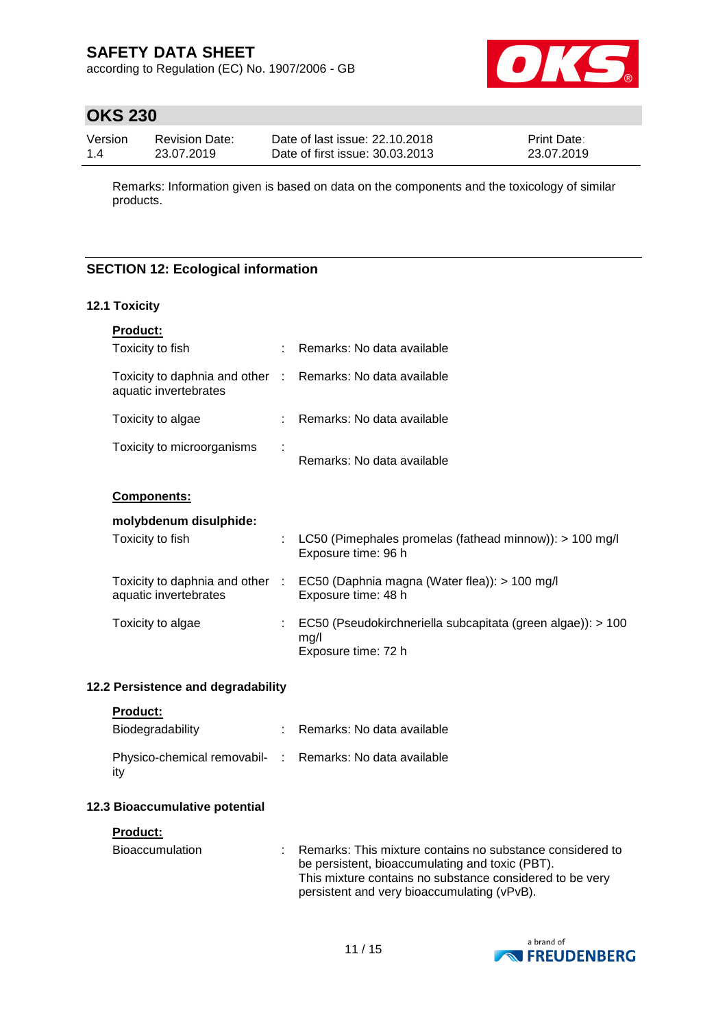Remarks: Information given is based on data on the components and the toxicology of similar products.

## SECTION 12: Ecological information

### 12.1 Toxicity

**Product:**

| | | |
|---|---|---|
| Toxicity to fish | : | Remarks: No data available |
| Toxicity to daphnia and other aquatic invertebrates | : | Remarks: No data available |
| Toxicity to algae | : | Remarks: No data available |
| Toxicity to microorganisms | : | Remarks: No data available |

**Components:**

**molybdenum disulphide:**

| | | |
|---|---|---|
| Toxicity to fish | : | LC50 (Pimephales promelas (fathead minnow)): > 100 mg/l<br>Exposure time: 96 h |
| Toxicity to daphnia and other aquatic invertebrates | : | EC50 (Daphnia magna (Water flea)): > 100 mg/l<br>Exposure time: 48 h |
| Toxicity to algae | : | EC50 (Pseudokirchneriella subcapitata (green algae)): > 100 mg/l<br>Exposure time: 72 h |

### 12.2 Persistence and degradability

**Product:**

| | | |
|---|---|---|
| Biodegradability | : | Remarks: No data available |
| Physico-chemical removability | : | Remarks: No data available |

### 12.3 Bioaccumulative potential

**Product:**

| | | |
|---|---|---|
| Bioaccumulation | : | Remarks: This mixture contains no substance considered to be persistent, bioaccumulating and toxic (PBT).<br>This mixture contains no substance considered to be very persistent and very bioaccumulating (vPvB). |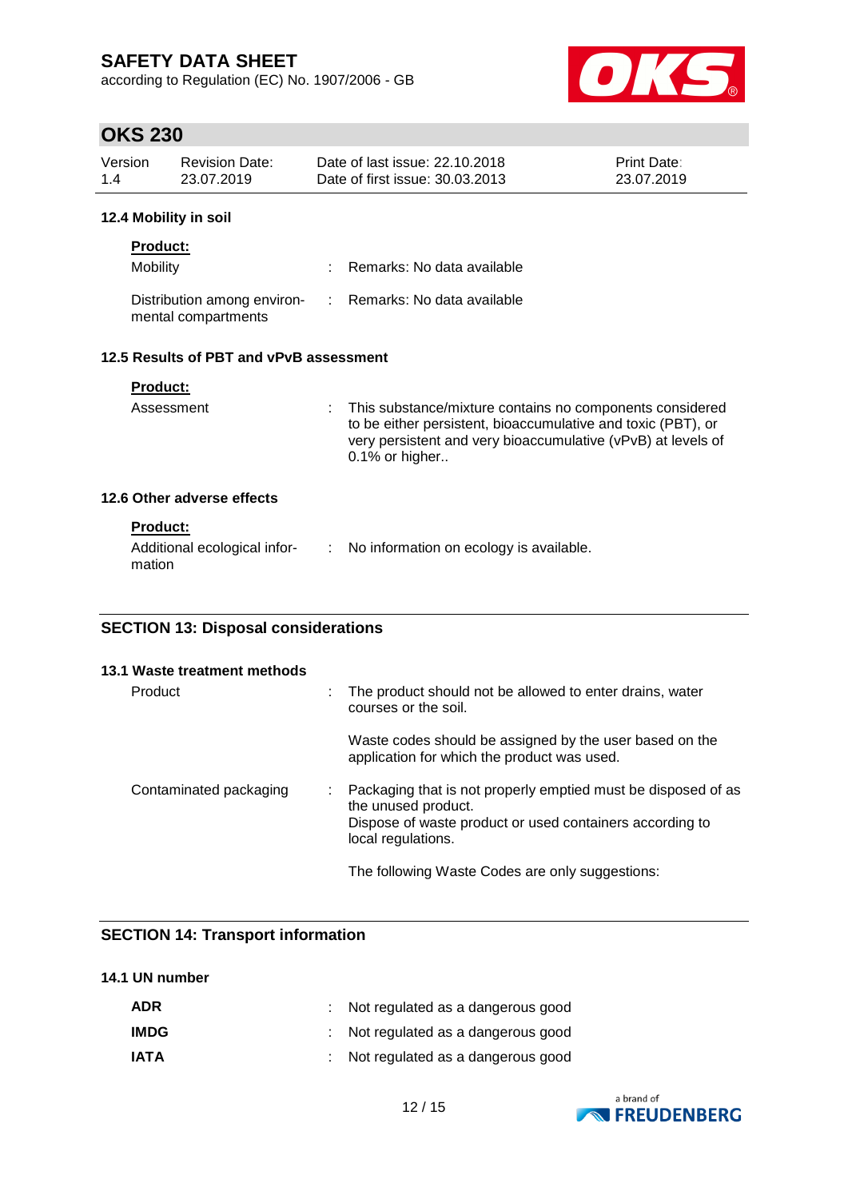### 12.4 Mobility in soil

**Product:**

| | | |
|---|---|---|
| Mobility | : | Remarks: No data available |
| Distribution among environmental compartments | : | Remarks: No data available |

### 12.5 Results of PBT and vPvB assessment

**Product:**

| | | |
|---|---|---|
| Assessment | : | This substance/mixture contains no components considered to be either persistent, bioaccumulative and toxic (PBT), or very persistent and very bioaccumulative (vPvB) at levels of 0.1% or higher.. |

### 12.6 Other adverse effects

**Product:**

| | | |
|---|---|---|
| Additional ecological information | : | No information on ecology is available. |

## SECTION 13: Disposal considerations

### 13.1 Waste treatment methods

| | | |
|---|---|---|
| Product | : | The product should not be allowed to enter drains, water courses or the soil.<br><br>Waste codes should be assigned by the user based on the application for which the product was used. |
| Contaminated packaging | : | Packaging that is not properly emptied must be disposed of as the unused product.<br>Dispose of waste product or used containers according to local regulations.<br><br>The following Waste Codes are only suggestions: |

## SECTION 14: Transport information

### 14.1 UN number

| | | |
|---|---|---|
| **ADR** | : | Not regulated as a dangerous good |
| **IMDG** | : | Not regulated as a dangerous good |
| **IATA** | : | Not regulated as a dangerous good |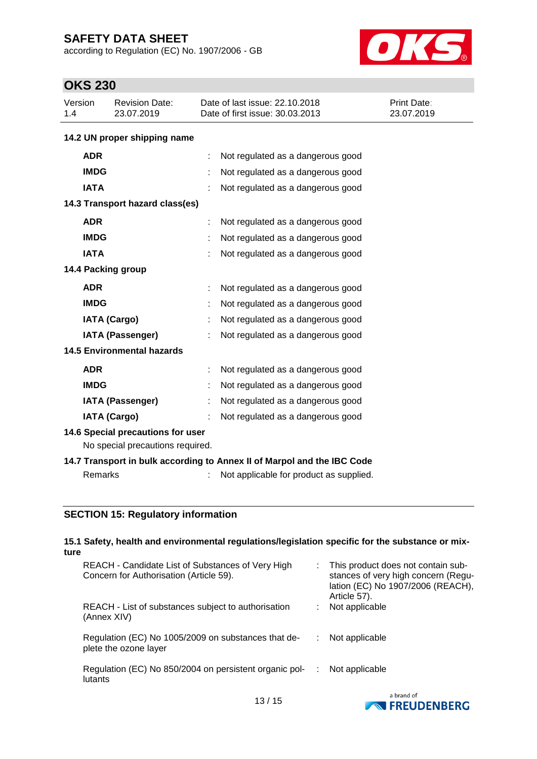### 14.2 UN proper shipping name

| | | |
|---|---|---|
| **ADR** | : | Not regulated as a dangerous good |
| **IMDG** | : | Not regulated as a dangerous good |
| **IATA** | : | Not regulated as a dangerous good |

### 14.3 Transport hazard class(es)

| | | |
|---|---|---|
| **ADR** | : | Not regulated as a dangerous good |
| **IMDG** | : | Not regulated as a dangerous good |
| **IATA** | : | Not regulated as a dangerous good |

### 14.4 Packing group

| | | |
|---|---|---|
| **ADR** | : | Not regulated as a dangerous good |
| **IMDG** | : | Not regulated as a dangerous good |
| **IATA (Cargo)** | : | Not regulated as a dangerous good |
| **IATA (Passenger)** | : | Not regulated as a dangerous good |

### 14.5 Environmental hazards

| | | |
|---|---|---|
| **ADR** | : | Not regulated as a dangerous good |
| **IMDG** | : | Not regulated as a dangerous good |
| **IATA (Passenger)** | : | Not regulated as a dangerous good |
| **IATA (Cargo)** | : | Not regulated as a dangerous good |

### 14.6 Special precautions for user

No special precautions required.

### 14.7 Transport in bulk according to Annex II of Marpol and the IBC Code

Remarks : Not applicable for product as supplied.

## SECTION 15: Regulatory information

### 15.1 Safety, health and environmental regulations/legislation specific for the substance or mixture

| | | |
|---|---|---|
| REACH - Candidate List of Substances of Very High Concern for Authorisation (Article 59). | : | This product does not contain substances of very high concern (Regulation (EC) No 1907/2006 (REACH), Article 57). |
| REACH - List of substances subject to authorisation (Annex XIV) | : | Not applicable |
| Regulation (EC) No 1005/2009 on substances that deplete the ozone layer | : | Not applicable |
| Regulation (EC) No 850/2004 on persistent organic pollutants | : | Not applicable |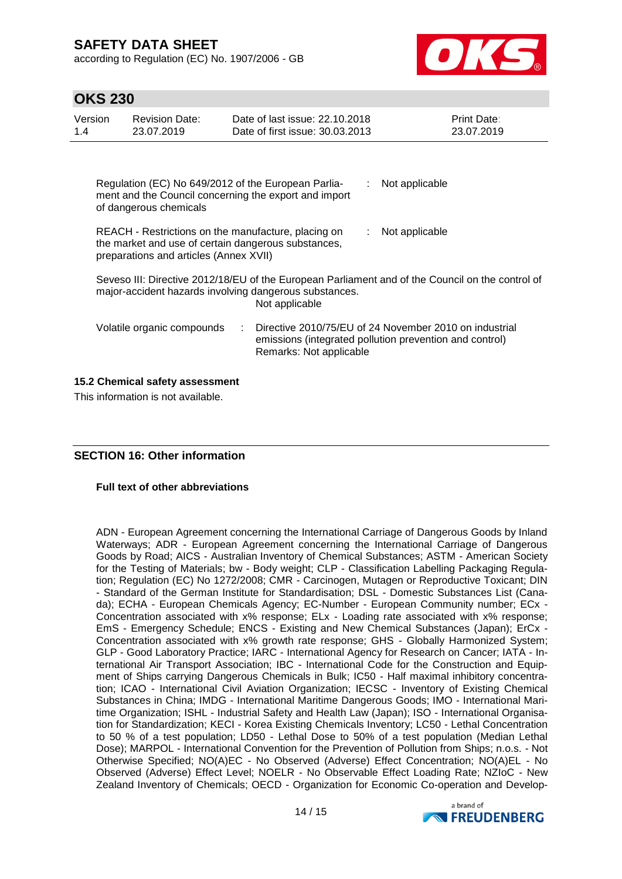| | | |
|---|---|---|
| Regulation (EC) No 649/2012 of the European Parliament and the Council concerning the export and import of dangerous chemicals | : | Not applicable |
| REACH - Restrictions on the manufacture, placing on the market and use of certain dangerous substances, preparations and articles (Annex XVII) | : | Not applicable |

Seveso III: Directive 2012/18/EU of the European Parliament and of the Council on the control of major-accident hazards involving dangerous substances.
Not applicable

| | | |
|---|---|---|
| Volatile organic compounds | : | Directive 2010/75/EU of 24 November 2010 on industrial emissions (integrated pollution prevention and control)<br>Remarks: Not applicable |

### 15.2 Chemical safety assessment

This information is not available.

## SECTION 16: Other information

**Full text of other abbreviations**

ADN - European Agreement concerning the International Carriage of Dangerous Goods by Inland Waterways; ADR - European Agreement concerning the International Carriage of Dangerous Goods by Road; AICS - Australian Inventory of Chemical Substances; ASTM - American Society for the Testing of Materials; bw - Body weight; CLP - Classification Labelling Packaging Regulation; Regulation (EC) No 1272/2008; CMR - Carcinogen, Mutagen or Reproductive Toxicant; DIN - Standard of the German Institute for Standardisation; DSL - Domestic Substances List (Canada); ECHA - European Chemicals Agency; EC-Number - European Community number; ECx - Concentration associated with x% response; ELx - Loading rate associated with x% response; EmS - Emergency Schedule; ENCS - Existing and New Chemical Substances (Japan); ErCx - Concentration associated with x% growth rate response; GHS - Globally Harmonized System; GLP - Good Laboratory Practice; IARC - International Agency for Research on Cancer; IATA - International Air Transport Association; IBC - International Code for the Construction and Equipment of Ships carrying Dangerous Chemicals in Bulk; IC50 - Half maximal inhibitory concentration; ICAO - International Civil Aviation Organization; IECSC - Inventory of Existing Chemical Substances in China; IMDG - International Maritime Dangerous Goods; IMO - International Maritime Organization; ISHL - Industrial Safety and Health Law (Japan); ISO - International Organisation for Standardization; KECI - Korea Existing Chemicals Inventory; LC50 - Lethal Concentration to 50 % of a test population; LD50 - Lethal Dose to 50% of a test population (Median Lethal Dose); MARPOL - International Convention for the Prevention of Pollution from Ships; n.o.s. - Not Otherwise Specified; NO(A)EC - No Observed (Adverse) Effect Concentration; NO(A)EL - No Observed (Adverse) Effect Level; NOELR - No Observable Effect Loading Rate; NZIoC - New Zealand Inventory of Chemicals; OECD - Organization for Economic Co-operation and Develop-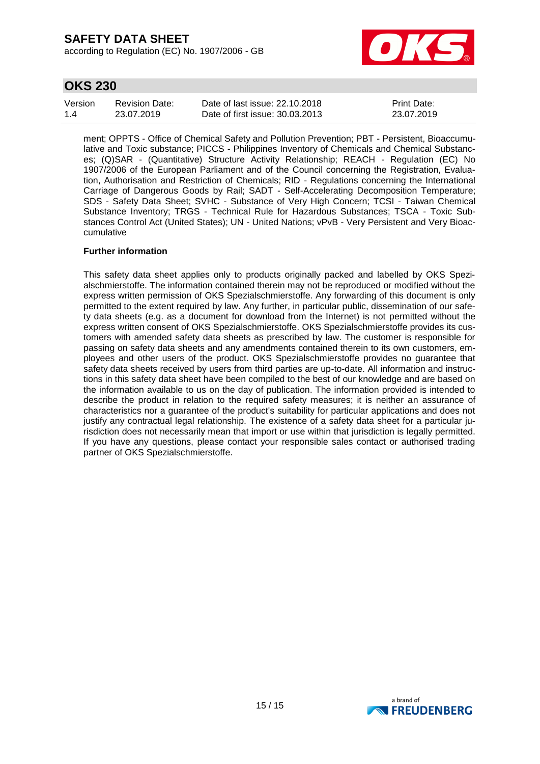ment; OPPTS - Office of Chemical Safety and Pollution Prevention; PBT - Persistent, Bioaccumulative and Toxic substance; PICCS - Philippines Inventory of Chemicals and Chemical Substances; (Q)SAR - (Quantitative) Structure Activity Relationship; REACH - Regulation (EC) No 1907/2006 of the European Parliament and of the Council concerning the Registration, Evaluation, Authorisation and Restriction of Chemicals; RID - Regulations concerning the International Carriage of Dangerous Goods by Rail; SADT - Self-Accelerating Decomposition Temperature; SDS - Safety Data Sheet; SVHC - Substance of Very High Concern; TCSI - Taiwan Chemical Substance Inventory; TRGS - Technical Rule for Hazardous Substances; TSCA - Toxic Substances Control Act (United States); UN - United Nations; vPvB - Very Persistent and Very Bioaccumulative

**Further information**

This safety data sheet applies only to products originally packed and labelled by OKS Spezialschmierstoffe. The information contained therein may not be reproduced or modified without the express written permission of OKS Spezialschmierstoffe. Any forwarding of this document is only permitted to the extent required by law. Any further, in particular public, dissemination of our safety data sheets (e.g. as a document for download from the Internet) is not permitted without the express written consent of OKS Spezialschmierstoffe. OKS Spezialschmierstoffe provides its customers with amended safety data sheets as prescribed by law. The customer is responsible for passing on safety data sheets and any amendments contained therein to its own customers, employees and other users of the product. OKS Spezialschmierstoffe provides no guarantee that safety data sheets received by users from third parties are up-to-date. All information and instructions in this safety data sheet have been compiled to the best of our knowledge and are based on the information available to us on the day of publication. The information provided is intended to describe the product in relation to the required safety measures; it is neither an assurance of characteristics nor a guarantee of the product's suitability for particular applications and does not justify any contractual legal relationship. The existence of a safety data sheet for a particular jurisdiction does not necessarily mean that import or use within that jurisdiction is legally permitted. If you have any questions, please contact your responsible sales contact or authorised trading partner of OKS Spezialschmierstoffe.